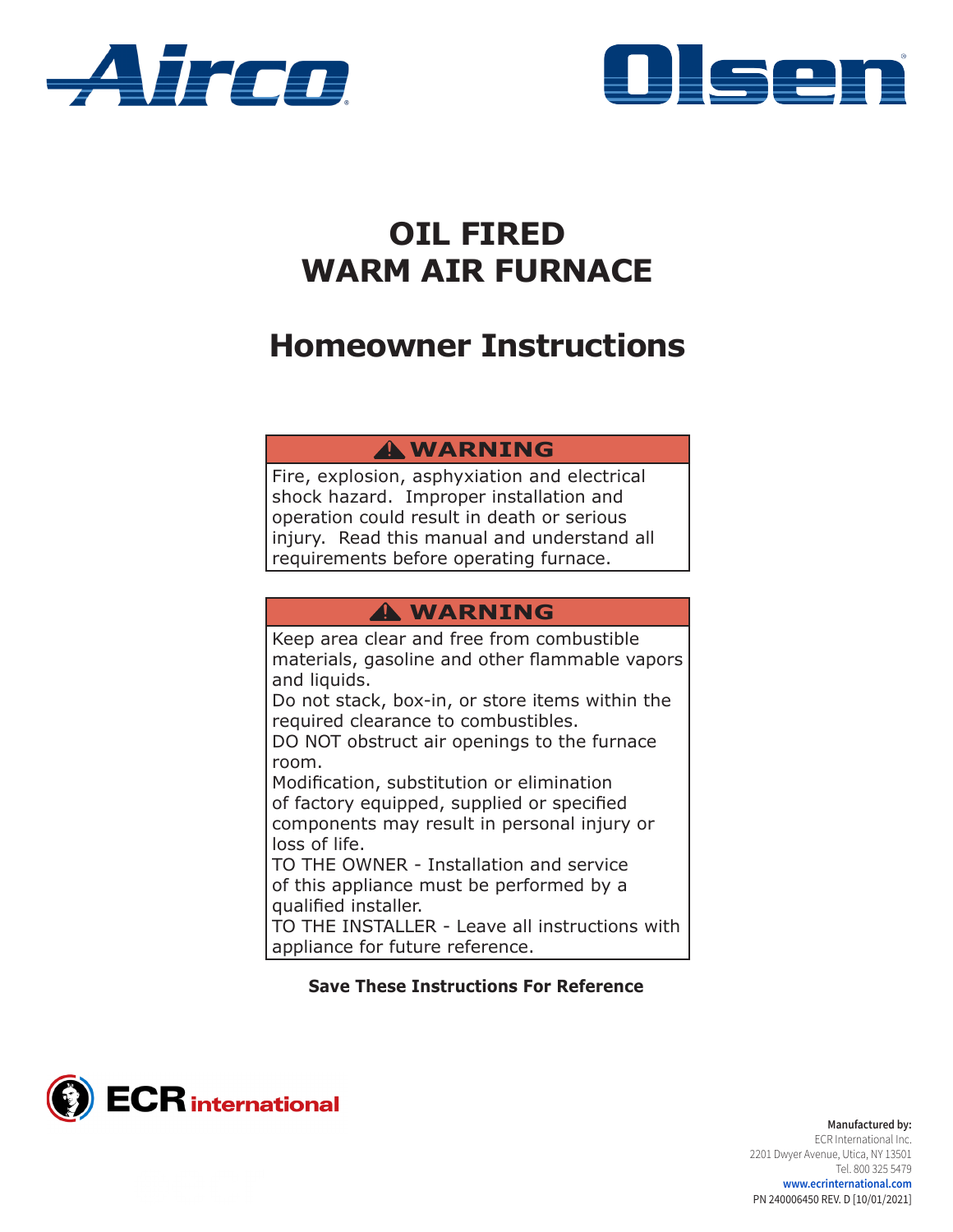Airco

Olsen

# OIL FIRED WARM AIR FURNACE

# Homeowner Instructions

**⚠ WARNING**

Fire, explosion, asphyxiation and electrical shock hazard. Improper installation and operation could result in death or serious injury. Read this manual and understand all requirements before operating furnace.

**⚠ WARNING**

Keep area clear and free from combustible materials, gasoline and other flammable vapors and liquids.

Do not stack, box-in, or store items within the required clearance to combustibles.

DO NOT obstruct air openings to the furnace room.

Modification, substitution or elimination of factory equipped, supplied or specified components may result in personal injury or loss of life.

TO THE OWNER - Installation and service of this appliance must be performed by a qualified installer.

TO THE INSTALLER - Leave all instructions with appliance for future reference.

**Save These Instructions For Reference**

ECR international

**Manufactured by:**
ECR International Inc.
2201 Dwyer Avenue, Utica, NY 13501
Tel. 800 325 5479
www.ecrinternational.com
PN 240006450 REV. D [10/01/2021]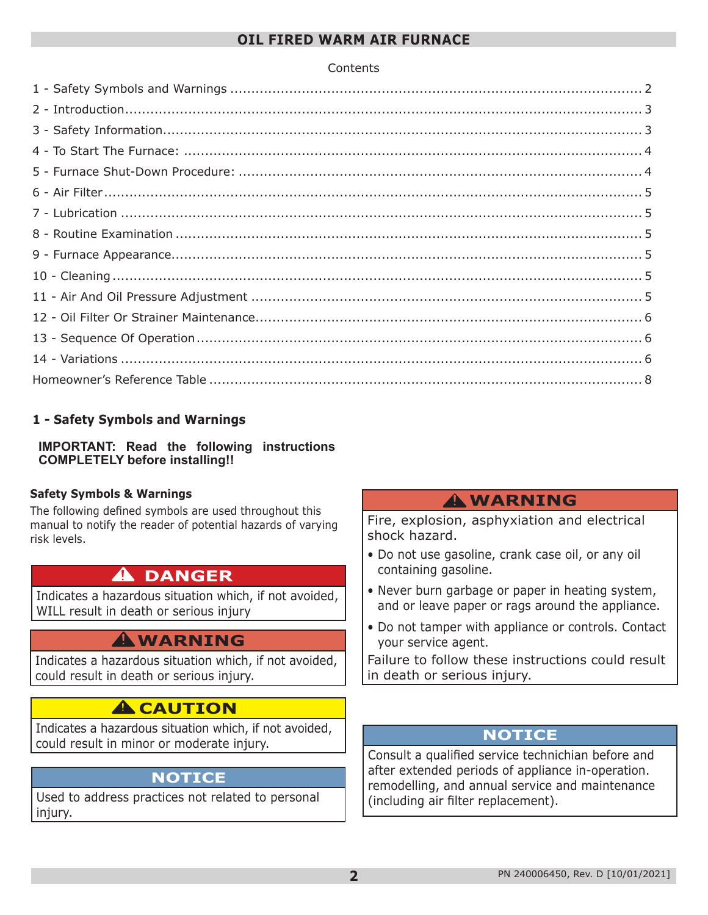# OIL FIRED WARM AIR FURNACE

Contents

1 - Safety Symbols and Warnings ........................................ 2
2 - Introduction ........................................ 3
3 - Safety Information ........................................ 3
4 - To Start The Furnace: ........................................ 4
5 - Furnace Shut-Down Procedure: ........................................ 4
6 - Air Filter ........................................ 5
7 - Lubrication ........................................ 5
8 - Routine Examination ........................................ 5
9 - Furnace Appearance ........................................ 5
10 - Cleaning ........................................ 5
11 - Air And Oil Pressure Adjustment ........................................ 5
12 - Oil Filter Or Strainer Maintenance ........................................ 6
13 - Sequence Of Operation ........................................ 6
14 - Variations ........................................ 6
Homeowner's Reference Table ........................................ 8

## 1 - Safety Symbols and Warnings

**IMPORTANT: Read the following instructions COMPLETELY before installing!!**

### Safety Symbols & Warnings

The following defined symbols are used throughout this manual to notify the reader of potential hazards of varying risk levels.

**⚠ DANGER**

Indicates a hazardous situation which, if not avoided, WILL result in death or serious injury

**⚠ WARNING**

Indicates a hazardous situation which, if not avoided, could result in death or serious injury.

**⚠ CAUTION**

Indicates a hazardous situation which, if not avoided, could result in minor or moderate injury.

**NOTICE**

Used to address practices not related to personal injury.

**⚠ WARNING**

Fire, explosion, asphyxiation and electrical shock hazard.

- Do not use gasoline, crank case oil, or any oil containing gasoline.
- Never burn garbage or paper in heating system, and or leave paper or rags around the appliance.
- Do not tamper with appliance or controls. Contact your service agent.

Failure to follow these instructions could result in death or serious injury.

**NOTICE**

Consult a qualified service technichian before and after extended periods of appliance in-operation. remodelling, and annual service and maintenance (including air filter replacement).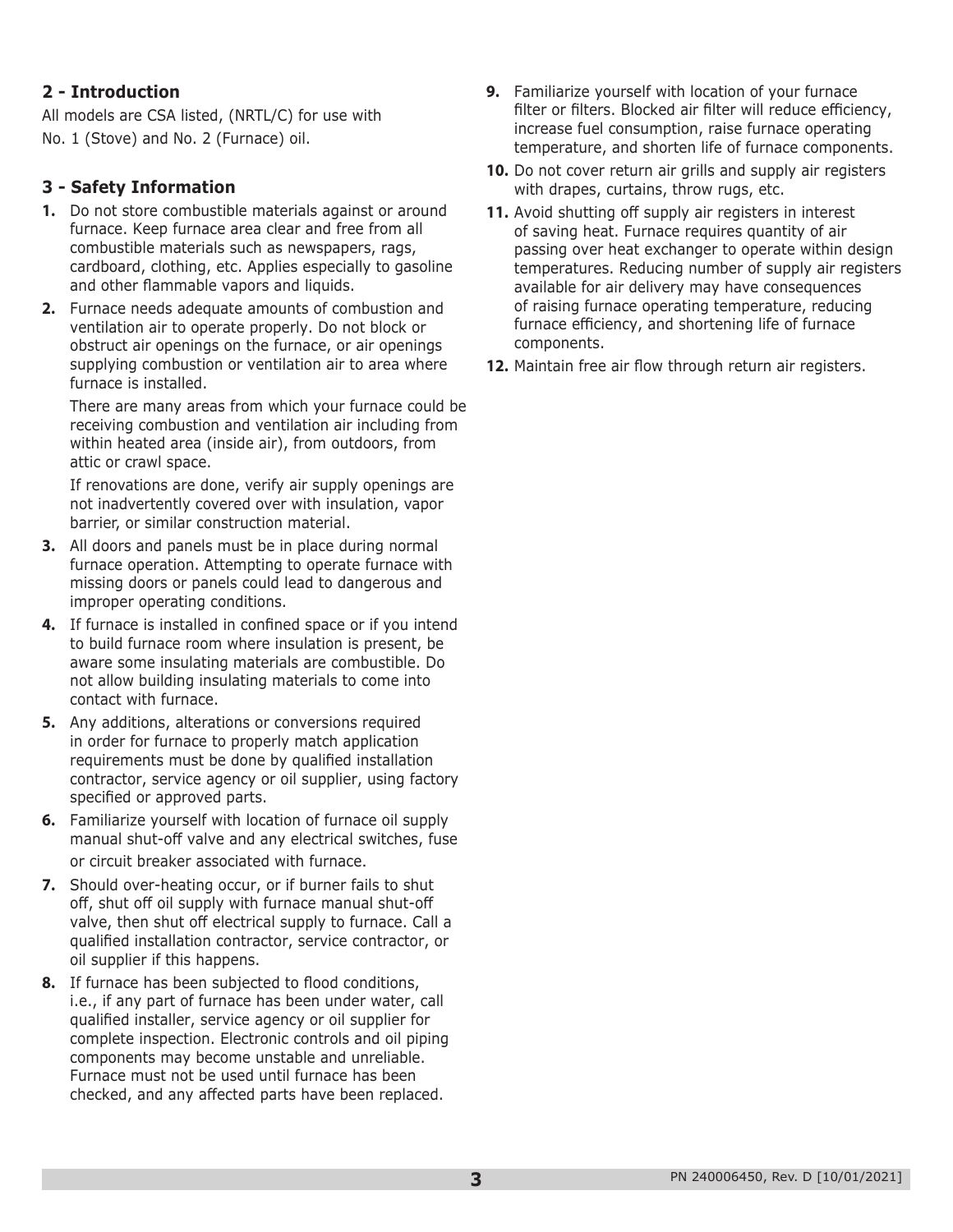## 2 - Introduction

All models are CSA listed, (NRTL/C) for use with No. 1 (Stove) and No. 2 (Furnace) oil.

## 3 - Safety Information

1. Do not store combustible materials against or around furnace. Keep furnace area clear and free from all combustible materials such as newspapers, rags, cardboard, clothing, etc. Applies especially to gasoline and other flammable vapors and liquids.
2. Furnace needs adequate amounts of combustion and ventilation air to operate properly. Do not block or obstruct air openings on the furnace, or air openings supplying combustion or ventilation air to area where furnace is installed.

   There are many areas from which your furnace could be receiving combustion and ventilation air including from within heated area (inside air), from outdoors, from attic or crawl space.

   If renovations are done, verify air supply openings are not inadvertently covered over with insulation, vapor barrier, or similar construction material.
3. All doors and panels must be in place during normal furnace operation. Attempting to operate furnace with missing doors or panels could lead to dangerous and improper operating conditions.
4. If furnace is installed in confined space or if you intend to build furnace room where insulation is present, be aware some insulating materials are combustible. Do not allow building insulating materials to come into contact with furnace.
5. Any additions, alterations or conversions required in order for furnace to properly match application requirements must be done by qualified installation contractor, service agency or oil supplier, using factory specified or approved parts.
6. Familiarize yourself with location of furnace oil supply manual shut-off valve and any electrical switches, fuse or circuit breaker associated with furnace.
7. Should over-heating occur, or if burner fails to shut off, shut off oil supply with furnace manual shut-off valve, then shut off electrical supply to furnace. Call a qualified installation contractor, service contractor, or oil supplier if this happens.
8. If furnace has been subjected to flood conditions, i.e., if any part of furnace has been under water, call qualified installer, service agency or oil supplier for complete inspection. Electronic controls and oil piping components may become unstable and unreliable. Furnace must not be used until furnace has been checked, and any affected parts have been replaced.
9. Familiarize yourself with location of your furnace filter or filters. Blocked air filter will reduce efficiency, increase fuel consumption, raise furnace operating temperature, and shorten life of furnace components.
10. Do not cover return air grills and supply air registers with drapes, curtains, throw rugs, etc.
11. Avoid shutting off supply air registers in interest of saving heat. Furnace requires quantity of air passing over heat exchanger to operate within design temperatures. Reducing number of supply air registers available for air delivery may have consequences of raising furnace operating temperature, reducing furnace efficiency, and shortening life of furnace components.
12. Maintain free air flow through return air registers.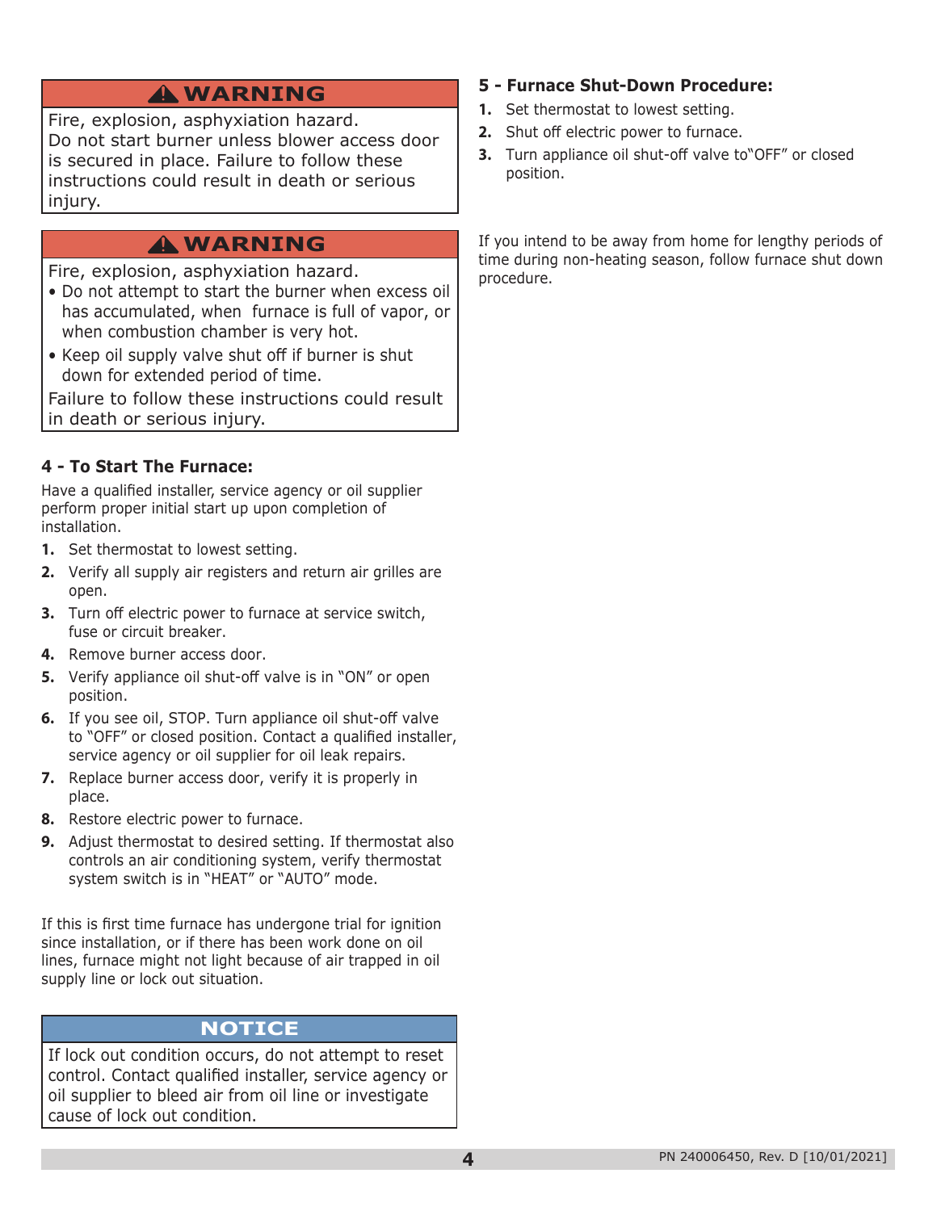**⚠ WARNING**

Fire, explosion, asphyxiation hazard.
Do not start burner unless blower access door is secured in place. Failure to follow these instructions could result in death or serious injury.

**⚠ WARNING**

Fire, explosion, asphyxiation hazard.

- Do not attempt to start the burner when excess oil has accumulated, when furnace is full of vapor, or when combustion chamber is very hot.
- Keep oil supply valve shut off if burner is shut down for extended period of time.

Failure to follow these instructions could result in death or serious injury.

### 4 - To Start The Furnace:

Have a qualified installer, service agency or oil supplier perform proper initial start up upon completion of installation.

1. Set thermostat to lowest setting.
2. Verify all supply air registers and return air grilles are open.
3. Turn off electric power to furnace at service switch, fuse or circuit breaker.
4. Remove burner access door.
5. Verify appliance oil shut-off valve is in "ON" or open position.
6. If you see oil, STOP. Turn appliance oil shut-off valve to "OFF" or closed position. Contact a qualified installer, service agency or oil supplier for oil leak repairs.
7. Replace burner access door, verify it is properly in place.
8. Restore electric power to furnace.
9. Adjust thermostat to desired setting. If thermostat also controls an air conditioning system, verify thermostat system switch is in "HEAT" or "AUTO" mode.

If this is first time furnace has undergone trial for ignition since installation, or if there has been work done on oil lines, furnace might not light because of air trapped in oil supply line or lock out situation.

**NOTICE**

If lock out condition occurs, do not attempt to reset control. Contact qualified installer, service agency or oil supplier to bleed air from oil line or investigate cause of lock out condition.

### 5 - Furnace Shut-Down Procedure:

1. Set thermostat to lowest setting.
2. Shut off electric power to furnace.
3. Turn appliance oil shut-off valve to"OFF" or closed position.

If you intend to be away from home for lengthy periods of time during non-heating season, follow furnace shut down procedure.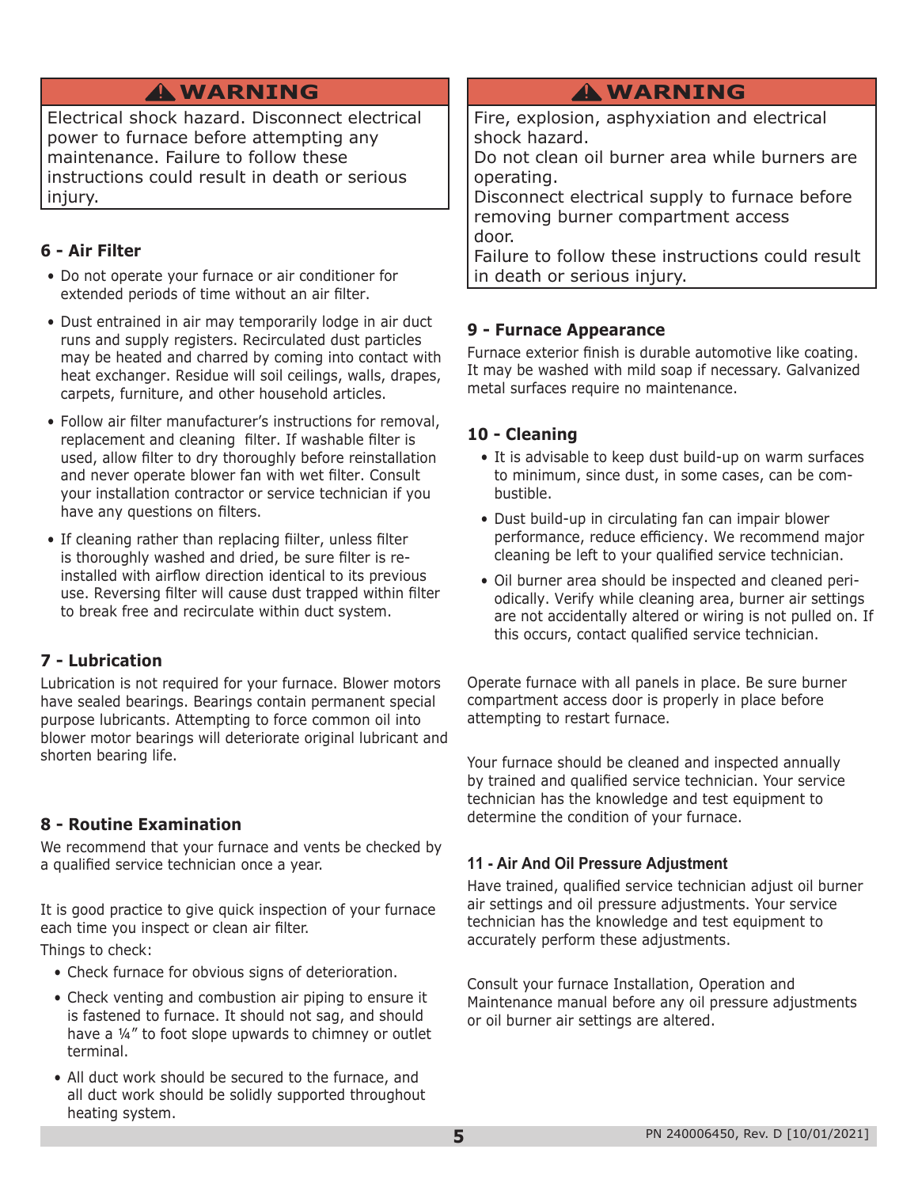**⚠ WARNING**

Electrical shock hazard. Disconnect electrical power to furnace before attempting any maintenance. Failure to follow these instructions could result in death or serious injury.

### 6 - Air Filter

- Do not operate your furnace or air conditioner for extended periods of time without an air filter.
- Dust entrained in air may temporarily lodge in air duct runs and supply registers. Recirculated dust particles may be heated and charred by coming into contact with heat exchanger. Residue will soil ceilings, walls, drapes, carpets, furniture, and other household articles.
- Follow air filter manufacturer's instructions for removal, replacement and cleaning filter. If washable filter is used, allow filter to dry thoroughly before reinstallation and never operate blower fan with wet filter. Consult your installation contractor or service technician if you have any questions on filters.
- If cleaning rather than replacing fiilter, unless filter is thoroughly washed and dried, be sure filter is re-installed with airflow direction identical to its previous use. Reversing filter will cause dust trapped within filter to break free and recirculate within duct system.

### 7 - Lubrication

Lubrication is not required for your furnace. Blower motors have sealed bearings. Bearings contain permanent special purpose lubricants. Attempting to force common oil into blower motor bearings will deteriorate original lubricant and shorten bearing life.

### 8 - Routine Examination

We recommend that your furnace and vents be checked by a qualified service technician once a year.

It is good practice to give quick inspection of your furnace each time you inspect or clean air filter.

Things to check:

- Check furnace for obvious signs of deterioration.
- Check venting and combustion air piping to ensure it is fastened to furnace. It should not sag, and should have a ¼" to foot slope upwards to chimney or outlet terminal.
- All duct work should be secured to the furnace, and all duct work should be solidly supported throughout heating system.

**⚠ WARNING**

Fire, explosion, asphyxiation and electrical shock hazard.
Do not clean oil burner area while burners are operating.
Disconnect electrical supply to furnace before removing burner compartment access door.
Failure to follow these instructions could result in death or serious injury.

### 9 - Furnace Appearance

Furnace exterior finish is durable automotive like coating. It may be washed with mild soap if necessary. Galvanized metal surfaces require no maintenance.

### 10 - Cleaning

- It is advisable to keep dust build-up on warm surfaces to minimum, since dust, in some cases, can be combustible.
- Dust build-up in circulating fan can impair blower performance, reduce efficiency. We recommend major cleaning be left to your qualified service technician.
- Oil burner area should be inspected and cleaned periodically. Verify while cleaning area, burner air settings are not accidentally altered or wiring is not pulled on. If this occurs, contact qualified service technician.

Operate furnace with all panels in place. Be sure burner compartment access door is properly in place before attempting to restart furnace.

Your furnace should be cleaned and inspected annually by trained and qualified service technician. Your service technician has the knowledge and test equipment to determine the condition of your furnace.

### 11 - Air And Oil Pressure Adjustment

Have trained, qualified service technician adjust oil burner air settings and oil pressure adjustments. Your service technician has the knowledge and test equipment to accurately perform these adjustments.

Consult your furnace Installation, Operation and Maintenance manual before any oil pressure adjustments or oil burner air settings are altered.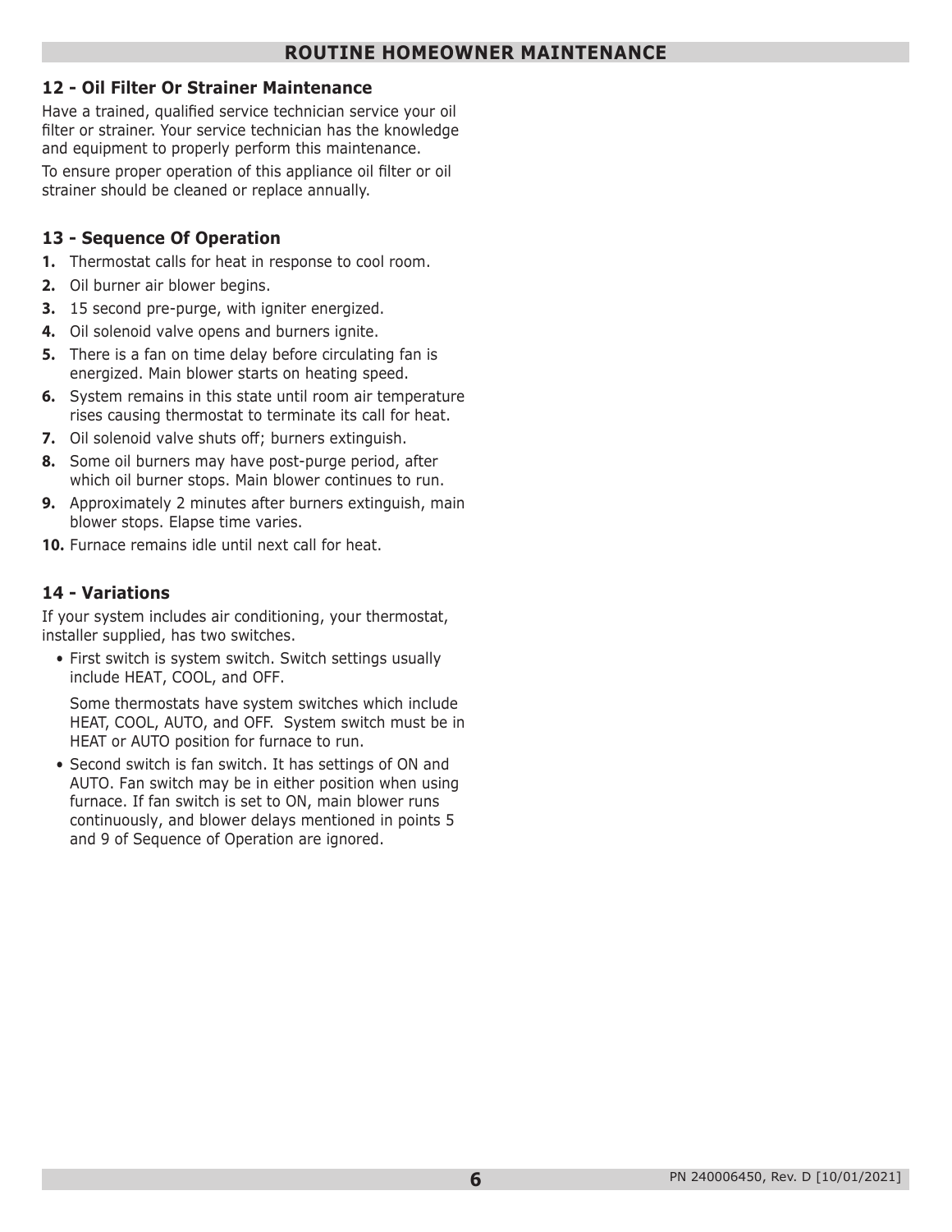## ROUTINE HOMEOWNER MAINTENANCE

### 12 - Oil Filter Or Strainer Maintenance

Have a trained, qualified service technician service your oil filter or strainer. Your service technician has the knowledge and equipment to properly perform this maintenance.

To ensure proper operation of this appliance oil filter or oil strainer should be cleaned or replace annually.

### 13 - Sequence Of Operation

1. Thermostat calls for heat in response to cool room.
2. Oil burner air blower begins.
3. 15 second pre-purge, with igniter energized.
4. Oil solenoid valve opens and burners ignite.
5. There is a fan on time delay before circulating fan is energized. Main blower starts on heating speed.
6. System remains in this state until room air temperature rises causing thermostat to terminate its call for heat.
7. Oil solenoid valve shuts off; burners extinguish.
8. Some oil burners may have post-purge period, after which oil burner stops. Main blower continues to run.
9. Approximately 2 minutes after burners extinguish, main blower stops. Elapse time varies.
10. Furnace remains idle until next call for heat.

### 14 - Variations

If your system includes air conditioning, your thermostat, installer supplied, has two switches.

- First switch is system switch. Switch settings usually include HEAT, COOL, and OFF.

  Some thermostats have system switches which include HEAT, COOL, AUTO, and OFF. System switch must be in HEAT or AUTO position for furnace to run.

- Second switch is fan switch. It has settings of ON and AUTO. Fan switch may be in either position when using furnace. If fan switch is set to ON, main blower runs continuously, and blower delays mentioned in points 5 and 9 of Sequence of Operation are ignored.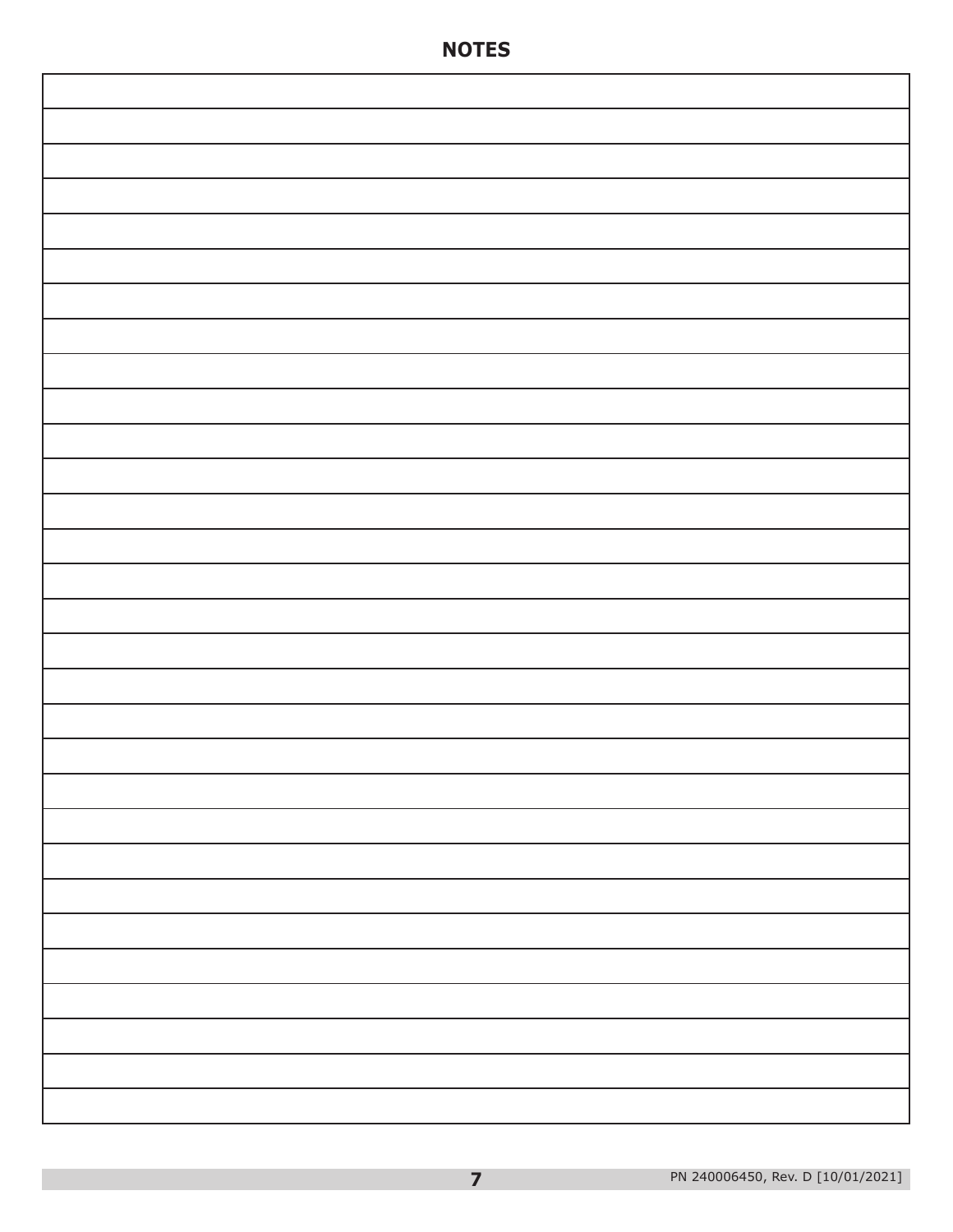## NOTES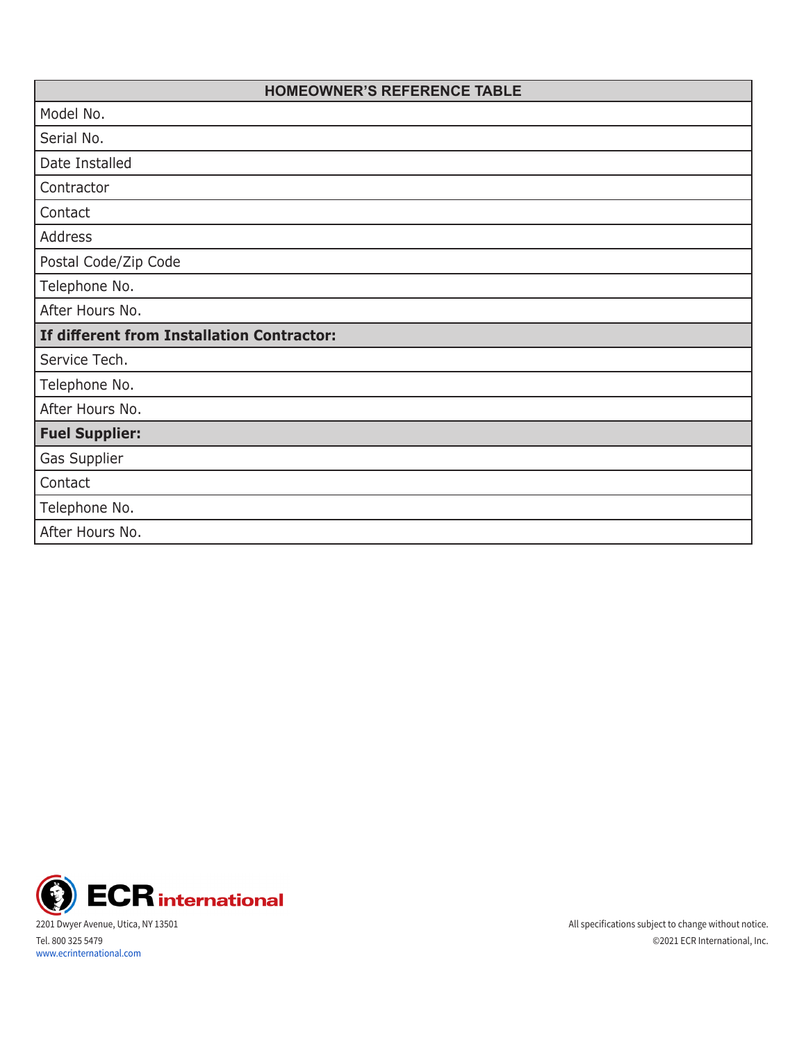| HOMEOWNER'S REFERENCE TABLE |
| --- |
| Model No. |
| Serial No. |
| Date Installed |
| Contractor |
| Contact |
| Address |
| Postal Code/Zip Code |
| Telephone No. |
| After Hours No. |
| **If different from Installation Contractor:** |
| Service Tech. |
| Telephone No. |
| After Hours No. |
| **Fuel Supplier:** |
| Gas Supplier |
| Contact |
| Telephone No. |
| After Hours No. |

ECR international

2201 Dwyer Avenue, Utica, NY 13501

Tel. 800 325 5479

www.ecrinternational.com

All specifications subject to change without notice.

©2021 ECR International, Inc.